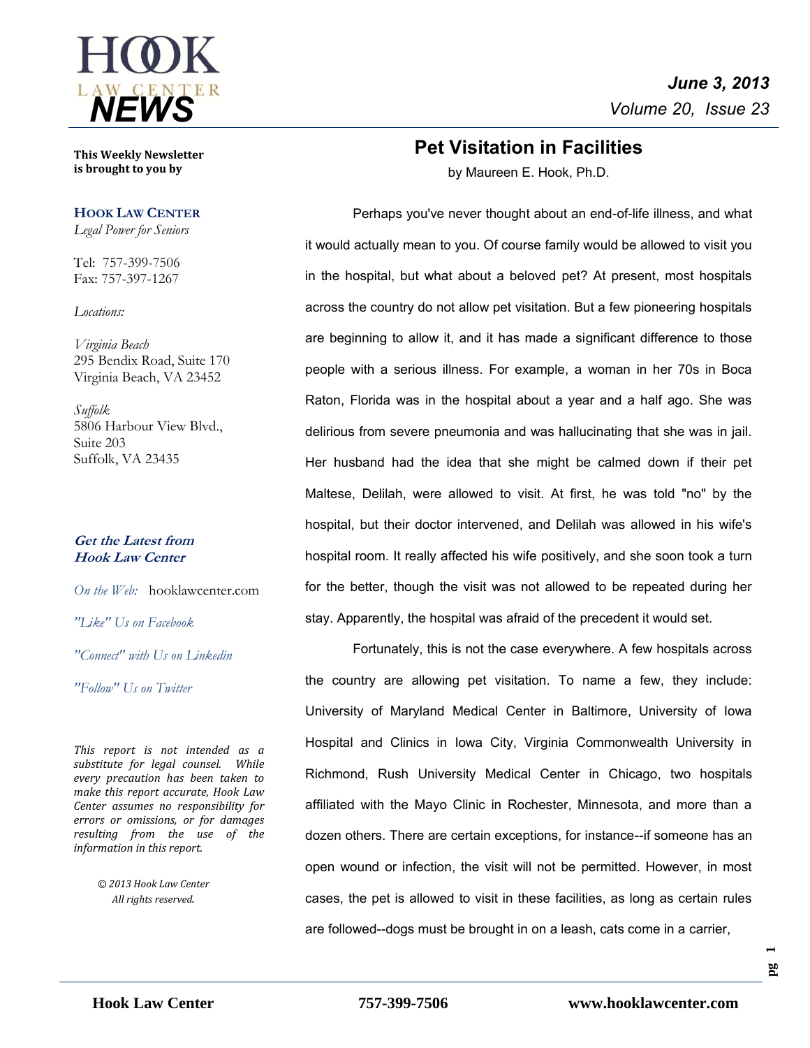# HOOK LAW CENTER NEWS

*June 3, 2013*
*Volume 20, Issue 23*

**This Weekly Newsletter is brought to you by**

**HOOK LAW CENTER**
*Legal Power for Seniors*

Tel: 757-399-7506
Fax: 757-397-1267

*Locations:*

*Virginia Beach*
295 Bendix Road, Suite 170
Virginia Beach, VA 23452

*Suffolk*
5806 Harbour View Blvd., Suite 203
Suffolk, VA 23435

***Get the Latest from Hook Law Center***

*On the Web:* hooklawcenter.com

*"Like" Us on Facebook*

*"Connect" with Us on Linkedin*

*"Follow" Us on Twitter*

*This report is not intended as a substitute for legal counsel. While every precaution has been taken to make this report accurate, Hook Law Center assumes no responsibility for errors or omissions, or for damages resulting from the use of the information in this report.*

*© 2013 Hook Law Center*
*All rights reserved.*

## Pet Visitation in Facilities

by Maureen E. Hook, Ph.D.

Perhaps you've never thought about an end-of-life illness, and what it would actually mean to you. Of course family would be allowed to visit you in the hospital, but what about a beloved pet? At present, most hospitals across the country do not allow pet visitation. But a few pioneering hospitals are beginning to allow it, and it has made a significant difference to those people with a serious illness. For example, a woman in her 70s in Boca Raton, Florida was in the hospital about a year and a half ago. She was delirious from severe pneumonia and was hallucinating that she was in jail. Her husband had the idea that she might be calmed down if their pet Maltese, Delilah, were allowed to visit. At first, he was told "no" by the hospital, but their doctor intervened, and Delilah was allowed in his wife's hospital room. It really affected his wife positively, and she soon took a turn for the better, though the visit was not allowed to be repeated during her stay. Apparently, the hospital was afraid of the precedent it would set.

Fortunately, this is not the case everywhere. A few hospitals across the country are allowing pet visitation. To name a few, they include: University of Maryland Medical Center in Baltimore, University of Iowa Hospital and Clinics in Iowa City, Virginia Commonwealth University in Richmond, Rush University Medical Center in Chicago, two hospitals affiliated with the Mayo Clinic in Rochester, Minnesota, and more than a dozen others. There are certain exceptions, for instance--if someone has an open wound or infection, the visit will not be permitted. However, in most cases, the pet is allowed to visit in these facilities, as long as certain rules are followed--dogs must be brought in on a leash, cats come in a carrier,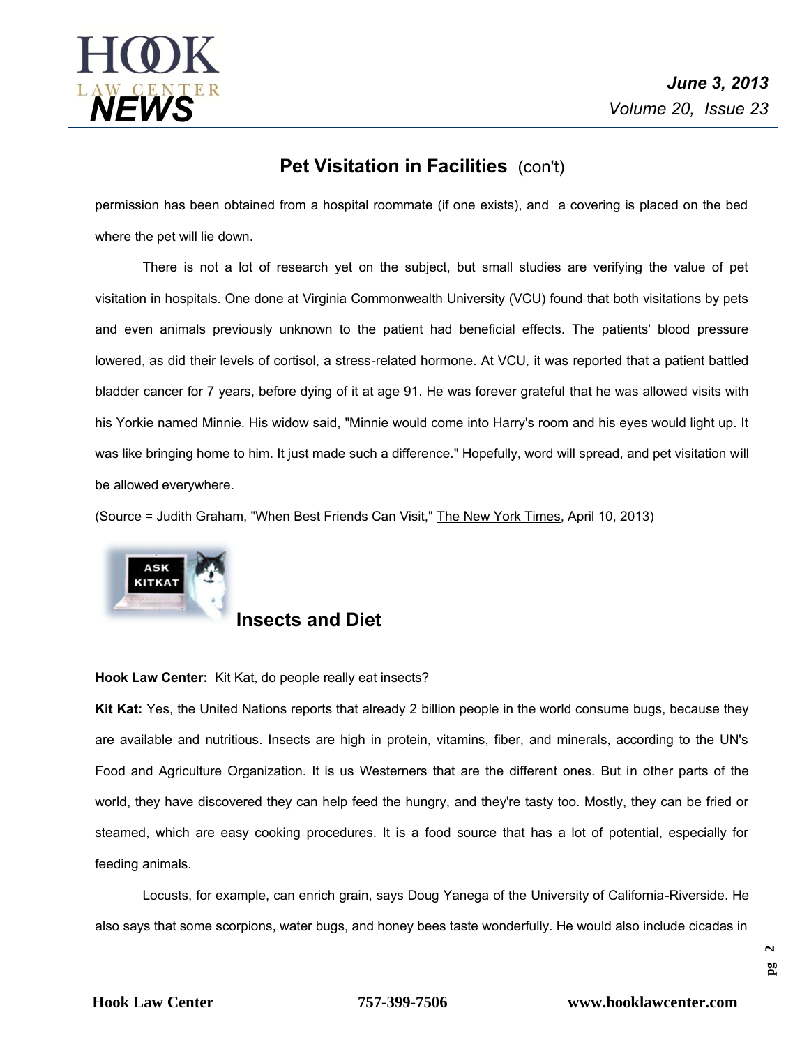## Pet Visitation in Facilities (con't)

permission has been obtained from a hospital roommate (if one exists), and a covering is placed on the bed where the pet will lie down.

There is not a lot of research yet on the subject, but small studies are verifying the value of pet visitation in hospitals. One done at Virginia Commonwealth University (VCU) found that both visitations by pets and even animals previously unknown to the patient had beneficial effects. The patients' blood pressure lowered, as did their levels of cortisol, a stress-related hormone. At VCU, it was reported that a patient battled bladder cancer for 7 years, before dying of it at age 91. He was forever grateful that he was allowed visits with his Yorkie named Minnie. His widow said, "Minnie would come into Harry's room and his eyes would light up. It was like bringing home to him. It just made such a difference." Hopefully, word will spread, and pet visitation will be allowed everywhere.

(Source = Judith Graham, "When Best Friends Can Visit," The New York Times, April 10, 2013)

## Insects and Diet

**Hook Law Center:** Kit Kat, do people really eat insects?

**Kit Kat:** Yes, the United Nations reports that already 2 billion people in the world consume bugs, because they are available and nutritious. Insects are high in protein, vitamins, fiber, and minerals, according to the UN's Food and Agriculture Organization. It is us Westerners that are the different ones. But in other parts of the world, they have discovered they can help feed the hungry, and they're tasty too. Mostly, they can be fried or steamed, which are easy cooking procedures. It is a food source that has a lot of potential, especially for feeding animals.

Locusts, for example, can enrich grain, says Doug Yanega of the University of California-Riverside. He also says that some scorpions, water bugs, and honey bees taste wonderfully. He would also include cicadas in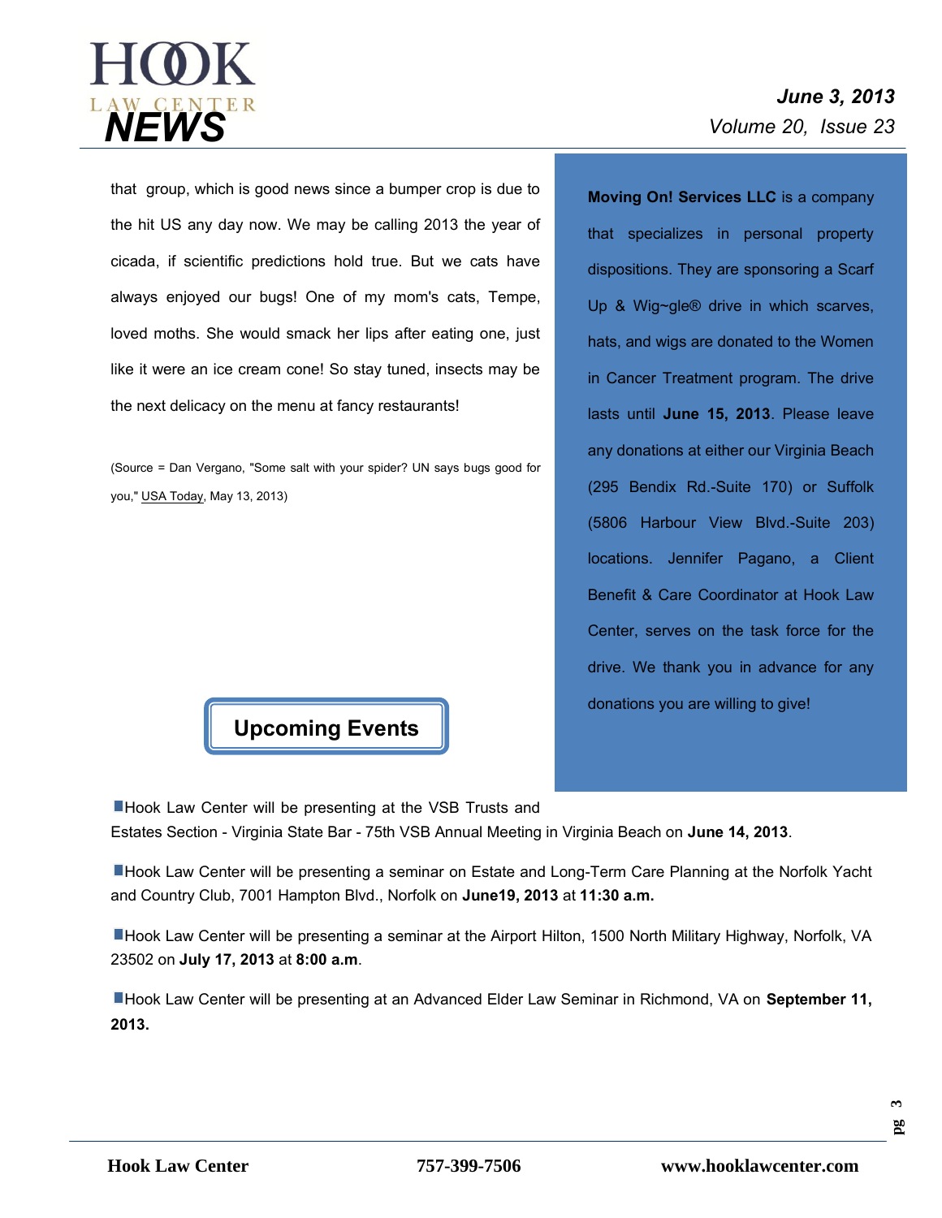that group, which is good news since a bumper crop is due to the hit US any day now. We may be calling 2013 the year of cicada, if scientific predictions hold true. But we cats have always enjoyed our bugs! One of my mom's cats, Tempe, loved moths. She would smack her lips after eating one, just like it were an ice cream cone! So stay tuned, insects may be the next delicacy on the menu at fancy restaurants!

(Source = Dan Vergano, "Some salt with your spider? UN says bugs good for you," USA Today, May 13, 2013)

**Moving On! Services LLC** is a company that specializes in personal property dispositions. They are sponsoring a Scarf Up & Wig~gle® drive in which scarves, hats, and wigs are donated to the Women in Cancer Treatment program. The drive lasts until **June 15, 2013**. Please leave any donations at either our Virginia Beach (295 Bendix Rd.-Suite 170) or Suffolk (5806 Harbour View Blvd.-Suite 203) locations. Jennifer Pagano, a Client Benefit & Care Coordinator at Hook Law Center, serves on the task force for the drive. We thank you in advance for any donations you are willing to give!

## Upcoming Events

- Hook Law Center will be presenting at the VSB Trusts and Estates Section - Virginia State Bar - 75th VSB Annual Meeting in Virginia Beach on **June 14, 2013**.

- Hook Law Center will be presenting a seminar on Estate and Long-Term Care Planning at the Norfolk Yacht and Country Club, 7001 Hampton Blvd., Norfolk on **June19, 2013** at **11:30 a.m.**

- Hook Law Center will be presenting a seminar at the Airport Hilton, 1500 North Military Highway, Norfolk, VA 23502 on **July 17, 2013** at **8:00 a.m**.

- Hook Law Center will be presenting at an Advanced Elder Law Seminar in Richmond, VA on **September 11, 2013.**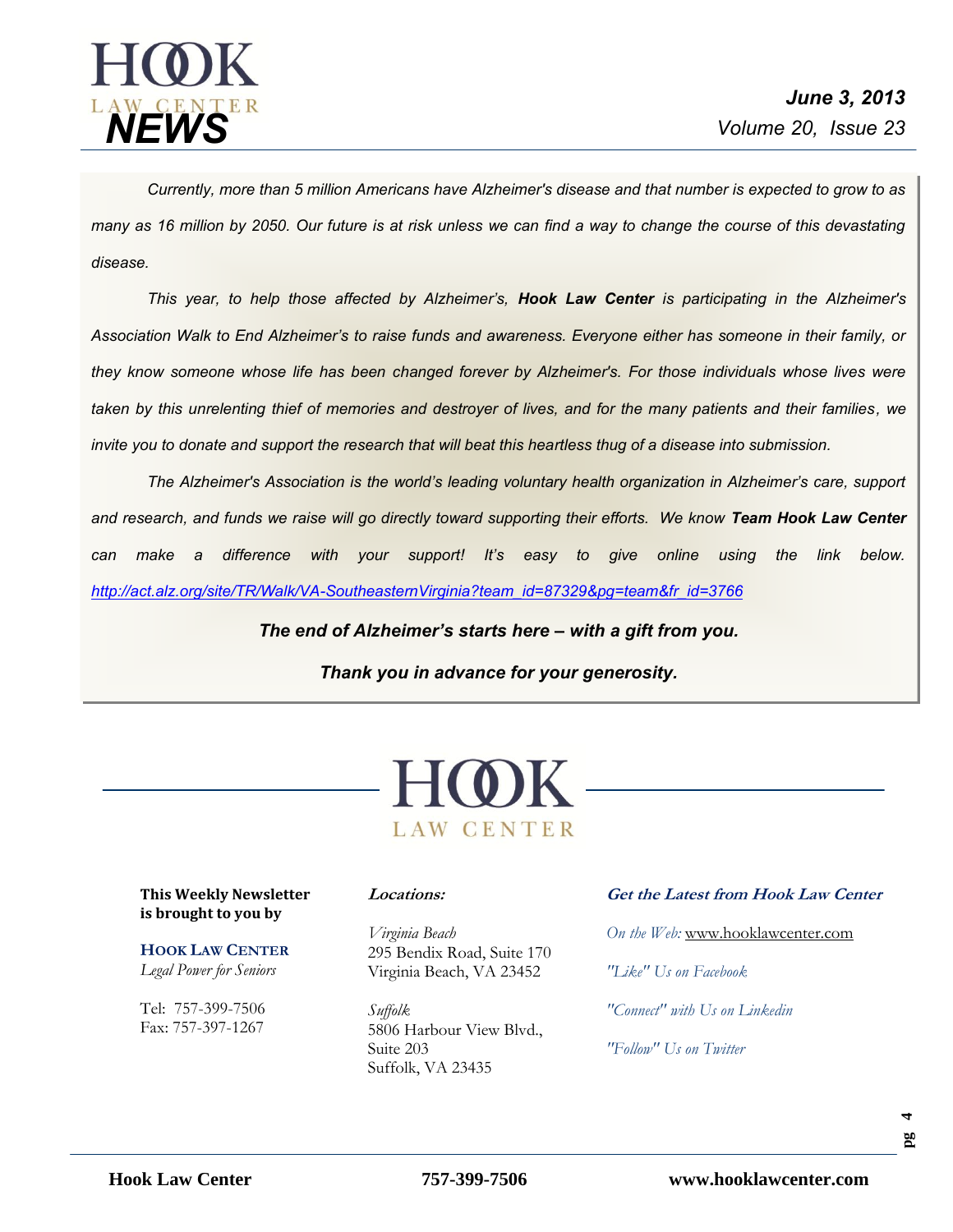*Currently, more than 5 million Americans have Alzheimer's disease and that number is expected to grow to as many as 16 million by 2050. Our future is at risk unless we can find a way to change the course of this devastating disease.*

*This year, to help those affected by Alzheimer's,* ***Hook Law Center*** *is participating in the Alzheimer's Association Walk to End Alzheimer's to raise funds and awareness. Everyone either has someone in their family, or they know someone whose life has been changed forever by Alzheimer's. For those individuals whose lives were taken by this unrelenting thief of memories and destroyer of lives, and for the many patients and their families, we invite you to donate and support the research that will beat this heartless thug of a disease into submission.*

*The Alzheimer's Association is the world's leading voluntary health organization in Alzheimer's care, support and research, and funds we raise will go directly toward supporting their efforts. We know* ***Team Hook Law Center*** *can make a difference with your support! It's easy to give online using the link below.* [http://act.alz.org/site/TR/Walk/VA-SoutheasternVirginia?team_id=87329&pg=team&fr_id=3766](http://act.alz.org/site/TR/Walk/VA-SoutheasternVirginia?team_id=87329&pg=team&fr_id=3766)

***The end of Alzheimer's starts here – with a gift from you.***

***Thank you in advance for your generosity.***

HOOK LAW CENTER

**This Weekly Newsletter is brought to you by**

**HOOK LAW CENTER**
*Legal Power for Seniors*

Tel: 757-399-7506
Fax: 757-397-1267

**Locations:**

*Virginia Beach*
295 Bendix Road, Suite 170
Virginia Beach, VA 23452

*Suffolk*
5806 Harbour View Blvd., Suite 203
Suffolk, VA 23435

**Get the Latest from Hook Law Center**

*On the Web:* www.hooklawcenter.com

*"Like" Us on Facebook*

*"Connect" with Us on Linkedin*

*"Follow" Us on Twitter*